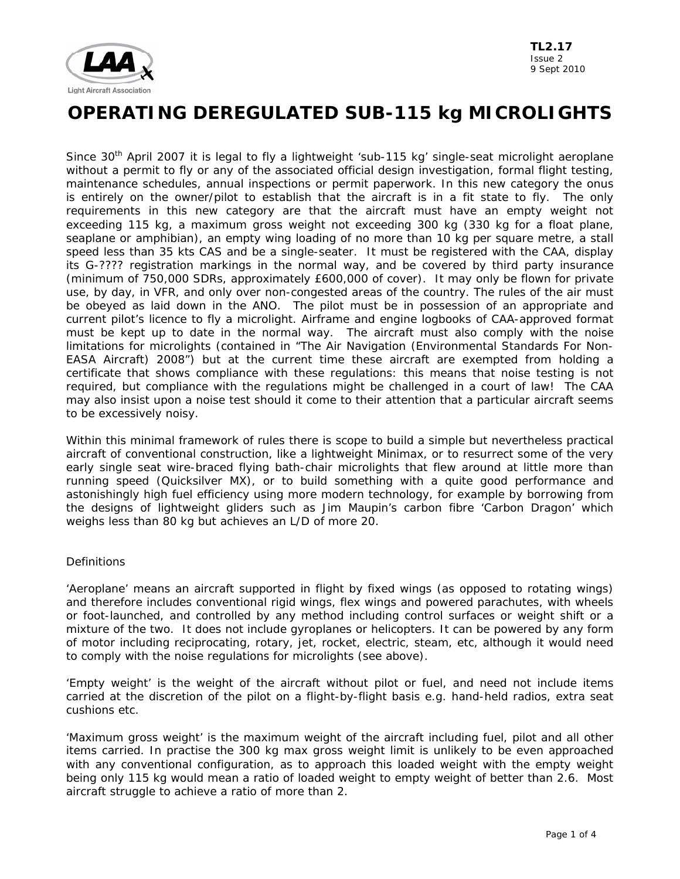TL2.17
Issue 2
9 Sept 2010

# OPERATING DEREGULATED SUB-115 kg MICROLIGHTS

Since 30th April 2007 it is legal to fly a lightweight 'sub-115 kg' single-seat microlight aeroplane without a permit to fly or any of the associated official design investigation, formal flight testing, maintenance schedules, annual inspections or permit paperwork. In this new category the onus is entirely on the owner/pilot to establish that the aircraft is in a fit state to fly. The only requirements in this new category are that the aircraft must have an empty weight not exceeding 115 kg, a maximum gross weight not exceeding 300 kg (330 kg for a float plane, seaplane or amphibian), an empty wing loading of no more than 10 kg per square metre, a stall speed less than 35 kts CAS and be a single-seater. It must be registered with the CAA, display its G-???? registration markings in the normal way, and be covered by third party insurance (minimum of 750,000 SDRs, approximately £600,000 of cover). It may only be flown for private use, by day, in VFR, and only over non-congested areas of the country. The rules of the air must be obeyed as laid down in the ANO. The pilot must be in possession of an appropriate and current pilot's licence to fly a microlight. Airframe and engine logbooks of CAA-approved format must be kept up to date in the normal way. The aircraft must also comply with the noise limitations for microlights (contained in "The Air Navigation (Environmental Standards For Non-EASA Aircraft) 2008") but at the current time these aircraft are exempted from holding a certificate that shows compliance with these regulations: this means that noise testing is not required, but compliance with the regulations might be challenged in a court of law! The CAA may also insist upon a noise test should it come to their attention that a particular aircraft seems to be excessively noisy.

Within this minimal framework of rules there is scope to build a simple but nevertheless practical aircraft of conventional construction, like a lightweight Minimax, or to resurrect some of the very early single seat wire-braced flying bath-chair microlights that flew around at little more than running speed (Quicksilver MX), or to build something with a quite good performance and astonishingly high fuel efficiency using more modern technology, for example by borrowing from the designs of lightweight gliders such as Jim Maupin's carbon fibre 'Carbon Dragon' which weighs less than 80 kg but achieves an L/D of more 20.

Definitions

'Aeroplane' means an aircraft supported in flight by fixed wings (as opposed to rotating wings) and therefore includes conventional rigid wings, flex wings and powered parachutes, with wheels or foot-launched, and controlled by any method including control surfaces or weight shift or a mixture of the two. It does not include gyroplanes or helicopters. It can be powered by any form of motor including reciprocating, rotary, jet, rocket, electric, steam, etc, although it would need to comply with the noise regulations for microlights (see above).

'Empty weight' is the weight of the aircraft without pilot or fuel, and need not include items carried at the discretion of the pilot on a flight-by-flight basis e.g. hand-held radios, extra seat cushions etc.

'Maximum gross weight' is the maximum weight of the aircraft including fuel, pilot and all other items carried. In practise the 300 kg max gross weight limit is unlikely to be even approached with any conventional configuration, as to approach this loaded weight with the empty weight being only 115 kg would mean a ratio of loaded weight to empty weight of better than 2.6. Most aircraft struggle to achieve a ratio of more than 2.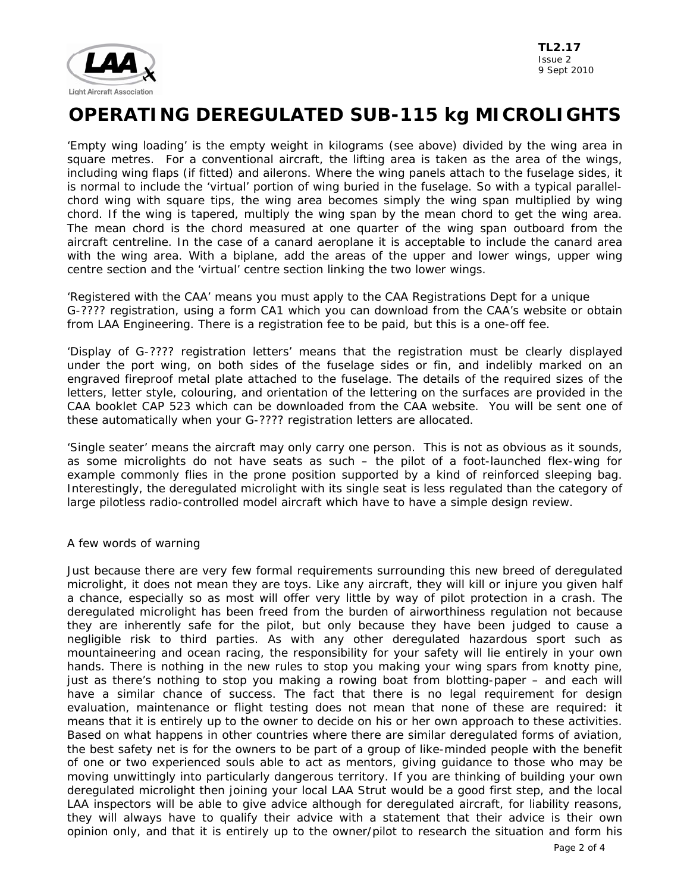# OPERATING DEREGULATED SUB-115 kg MICROLIGHTS

'Empty wing loading' is the empty weight in kilograms (see above) divided by the wing area in square metres. For a conventional aircraft, the lifting area is taken as the area of the wings, including wing flaps (if fitted) and ailerons. Where the wing panels attach to the fuselage sides, it is normal to include the 'virtual' portion of wing buried in the fuselage. So with a typical parallel-chord wing with square tips, the wing area becomes simply the wing span multiplied by wing chord. If the wing is tapered, multiply the wing span by the mean chord to get the wing area. The mean chord is the chord measured at one quarter of the wing span outboard from the aircraft centreline. In the case of a canard aeroplane it is acceptable to include the canard area with the wing area. With a biplane, add the areas of the upper and lower wings, upper wing centre section and the 'virtual' centre section linking the two lower wings.

'Registered with the CAA' means you must apply to the CAA Registrations Dept for a unique G-???? registration, using a form CA1 which you can download from the CAA's website or obtain from LAA Engineering. There is a registration fee to be paid, but this is a one-off fee.

'Display of G-???? registration letters' means that the registration must be clearly displayed under the port wing, on both sides of the fuselage sides or fin, and indelibly marked on an engraved fireproof metal plate attached to the fuselage. The details of the required sizes of the letters, letter style, colouring, and orientation of the lettering on the surfaces are provided in the CAA booklet CAP 523 which can be downloaded from the CAA website. You will be sent one of these automatically when your G-???? registration letters are allocated.

'Single seater' means the aircraft may only carry one person. This is not as obvious as it sounds, as some microlights do not have seats as such – the pilot of a foot-launched flex-wing for example commonly flies in the prone position supported by a kind of reinforced sleeping bag. Interestingly, the deregulated microlight with its single seat is less regulated than the category of large pilotless radio-controlled model aircraft which have to have a simple design review.

A few words of warning

Just because there are very few formal requirements surrounding this new breed of deregulated microlight, it does not mean they are toys. Like any aircraft, they will kill or injure you given half a chance, especially so as most will offer very little by way of pilot protection in a crash. The deregulated microlight has been freed from the burden of airworthiness regulation not because they are inherently safe for the pilot, but only because they have been judged to cause a negligible risk to third parties. As with any other deregulated hazardous sport such as mountaineering and ocean racing, the responsibility for your safety will lie entirely in your own hands. There is nothing in the new rules to stop you making your wing spars from knotty pine, just as there's nothing to stop you making a rowing boat from blotting-paper – and each will have a similar chance of success. The fact that there is no legal requirement for design evaluation, maintenance or flight testing does not mean that none of these are required: it means that it is entirely up to the owner to decide on his or her own approach to these activities. Based on what happens in other countries where there are similar deregulated forms of aviation, the best safety net is for the owners to be part of a group of like-minded people with the benefit of one or two experienced souls able to act as mentors, giving guidance to those who may be moving unwittingly into particularly dangerous territory. If you are thinking of building your own deregulated microlight then joining your local LAA Strut would be a good first step, and the local LAA inspectors will be able to give advice although for deregulated aircraft, for liability reasons, they will always have to qualify their advice with a statement that their advice is their own opinion only, and that it is entirely up to the owner/pilot to research the situation and form his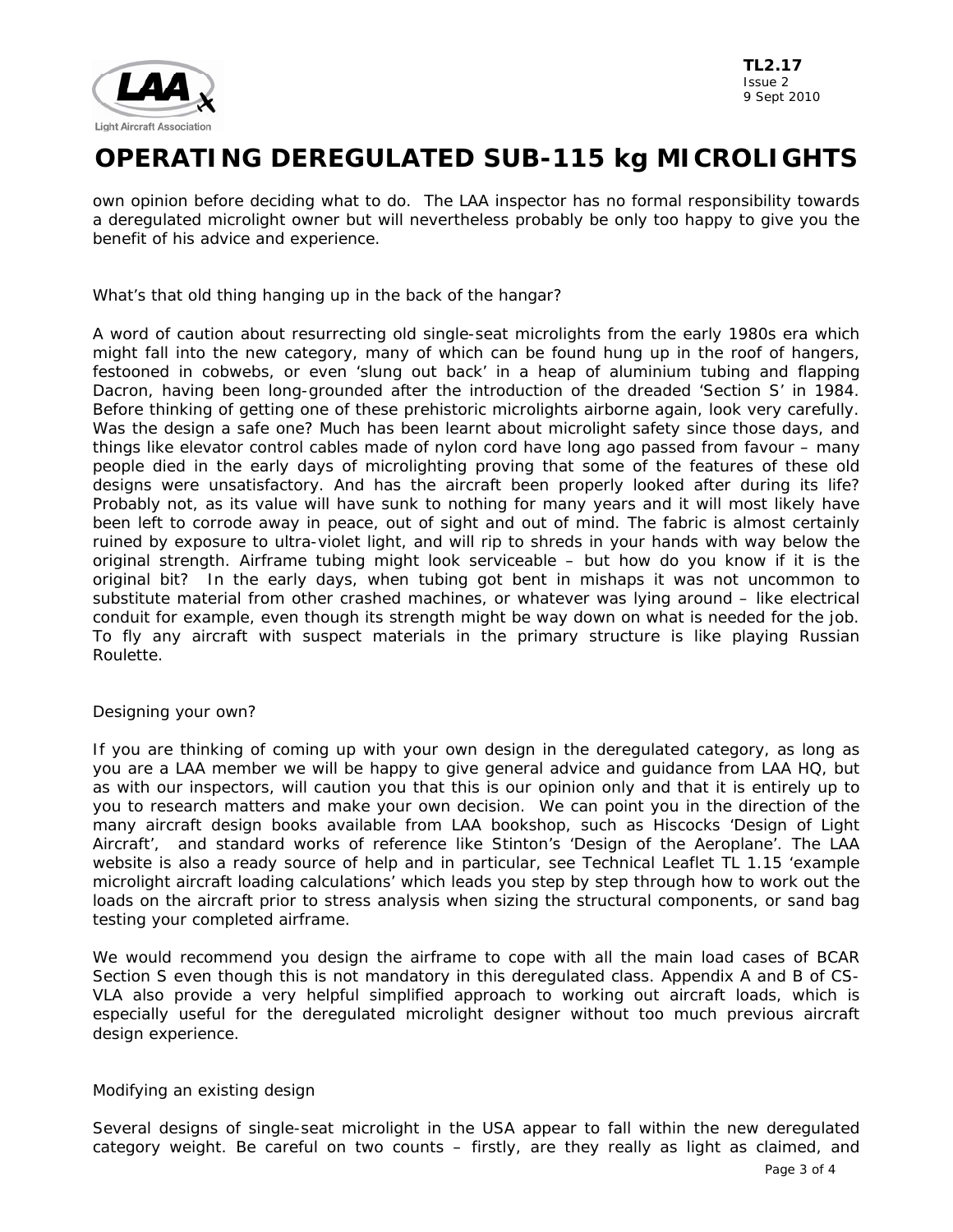own opinion before deciding what to do. The LAA inspector has no formal responsibility towards a deregulated microlight owner but will nevertheless probably be only too happy to give you the benefit of his advice and experience.

### What's that old thing hanging up in the back of the hangar?

A word of caution about resurrecting old single-seat microlights from the early 1980s era which might fall into the new category, many of which can be found hung up in the roof of hangers, festooned in cobwebs, or even 'slung out back' in a heap of aluminium tubing and flapping Dacron, having been long-grounded after the introduction of the dreaded 'Section S' in 1984. Before thinking of getting one of these prehistoric microlights airborne again, look very carefully. Was the design a safe one? Much has been learnt about microlight safety since those days, and things like elevator control cables made of nylon cord have long ago passed from favour – many people died in the early days of microlighting proving that some of the features of these old designs were unsatisfactory. And has the aircraft been properly looked after during its life? Probably not, as its value will have sunk to nothing for many years and it will most likely have been left to corrode away in peace, out of sight and out of mind. The fabric is almost certainly ruined by exposure to ultra-violet light, and will rip to shreds in your hands with way below the original strength. Airframe tubing might look serviceable – but how do you know if it is the original bit? In the early days, when tubing got bent in mishaps it was not uncommon to substitute material from other crashed machines, or whatever was lying around – like electrical conduit for example, even though its strength might be way down on what is needed for the job. To fly any aircraft with suspect materials in the primary structure is like playing Russian Roulette.

### Designing your own?

If you are thinking of coming up with your own design in the deregulated category, as long as you are a LAA member we will be happy to give general advice and guidance from LAA HQ, but as with our inspectors, will caution you that this is our opinion only and that it is entirely up to you to research matters and make your own decision. We can point you in the direction of the many aircraft design books available from LAA bookshop, such as Hiscocks 'Design of Light Aircraft', and standard works of reference like Stinton's 'Design of the Aeroplane'. The LAA website is also a ready source of help and in particular, see Technical Leaflet TL 1.15 'example microlight aircraft loading calculations' which leads you step by step through how to work out the loads on the aircraft prior to stress analysis when sizing the structural components, or sand bag testing your completed airframe.

We would recommend you design the airframe to cope with all the main load cases of BCAR Section S even though this is not mandatory in this deregulated class. Appendix A and B of CS-VLA also provide a very helpful simplified approach to working out aircraft loads, which is especially useful for the deregulated microlight designer without too much previous aircraft design experience.

### Modifying an existing design

Several designs of single-seat microlight in the USA appear to fall within the new deregulated category weight. Be careful on two counts – firstly, are they really as light as claimed, and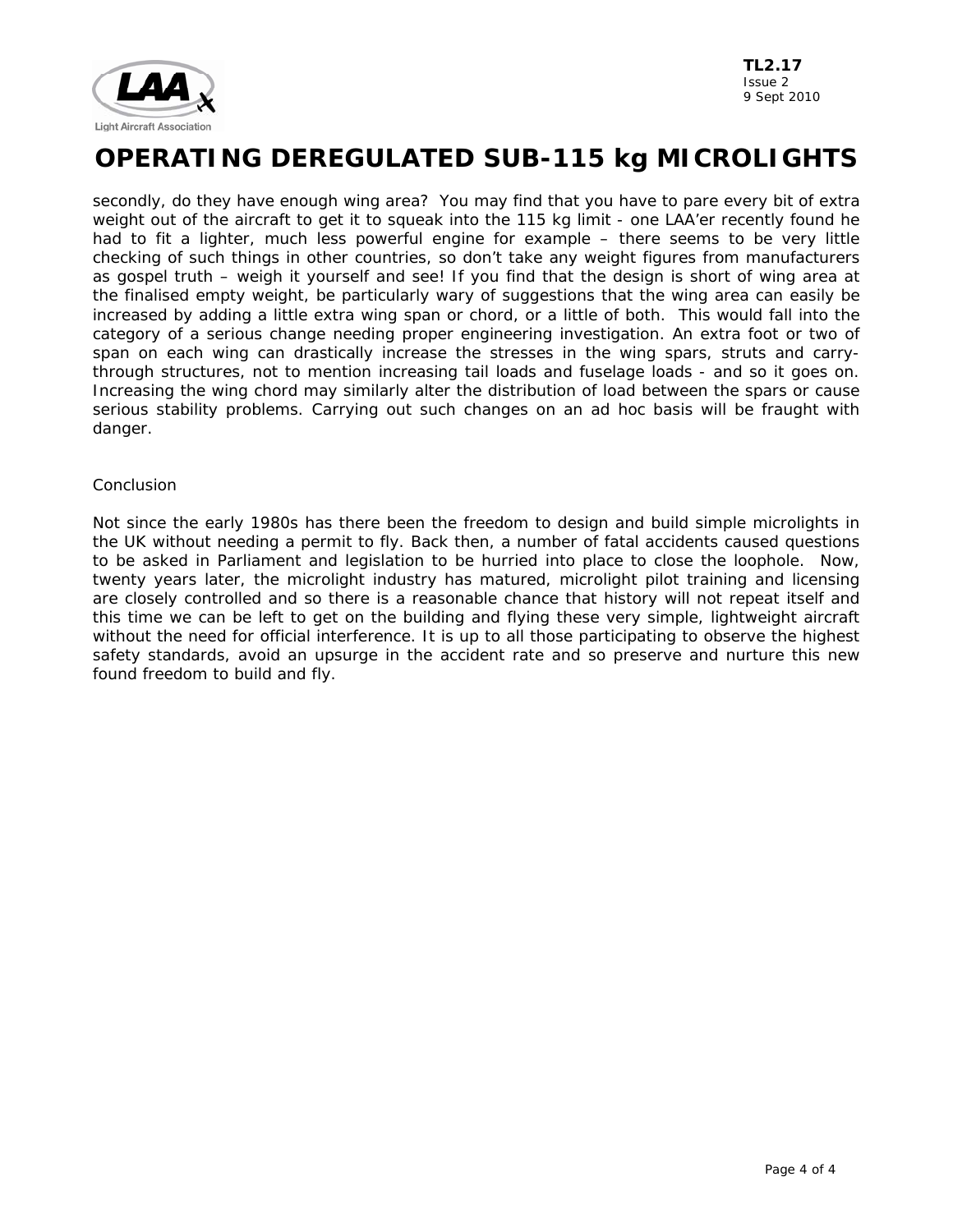secondly, do they have enough wing area? You may find that you have to pare every bit of extra weight out of the aircraft to get it to squeak into the 115 kg limit - one LAA'er recently found he had to fit a lighter, much less powerful engine for example – there seems to be very little checking of such things in other countries, so don't take any weight figures from manufacturers as gospel truth – weigh it yourself and see! If you find that the design is short of wing area at the finalised empty weight, be particularly wary of suggestions that the wing area can easily be increased by adding a little extra wing span or chord, or a little of both. This would fall into the category of a serious change needing proper engineering investigation. An extra foot or two of span on each wing can drastically increase the stresses in the wing spars, struts and carry-through structures, not to mention increasing tail loads and fuselage loads - and so it goes on. Increasing the wing chord may similarly alter the distribution of load between the spars or cause serious stability problems. Carrying out such changes on an ad hoc basis will be fraught with danger.

## Conclusion

Not since the early 1980s has there been the freedom to design and build simple microlights in the UK without needing a permit to fly. Back then, a number of fatal accidents caused questions to be asked in Parliament and legislation to be hurried into place to close the loophole. Now, twenty years later, the microlight industry has matured, microlight pilot training and licensing are closely controlled and so there is a reasonable chance that history will not repeat itself and this time we can be left to get on the building and flying these very simple, lightweight aircraft without the need for official interference. It is up to all those participating to observe the highest safety standards, avoid an upsurge in the accident rate and so preserve and nurture this new found freedom to build and fly.